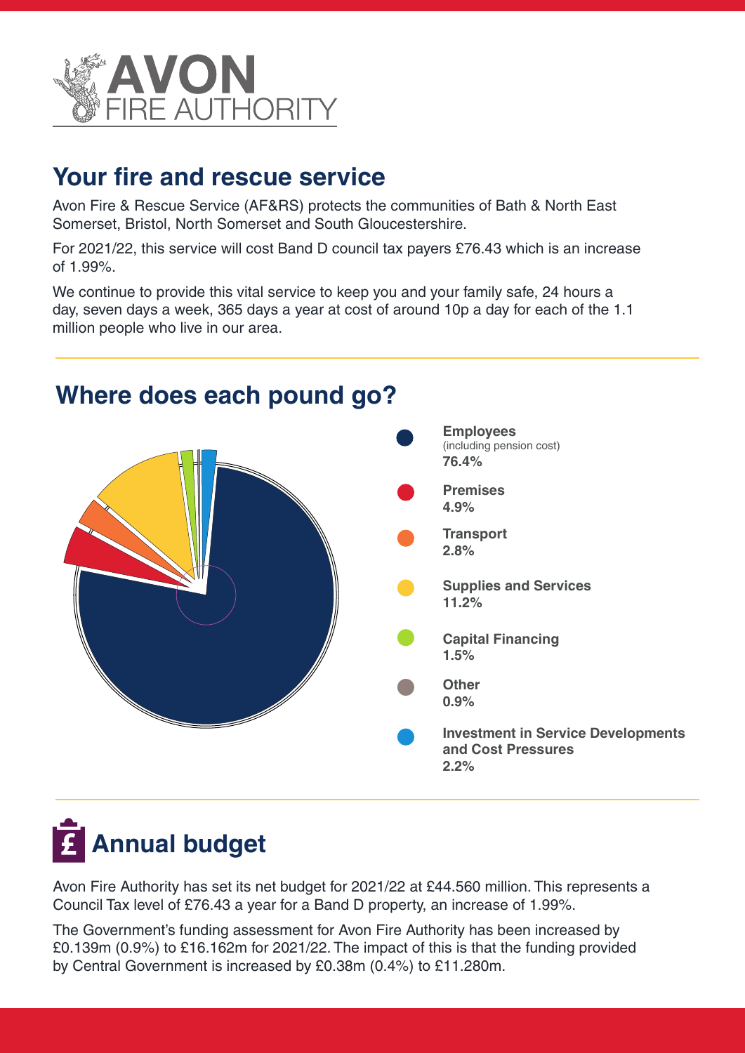AVON FIRE AUTHORITY

## Your fire and rescue service

Avon Fire & Rescue Service (AF&RS) protects the communities of Bath & North East Somerset, Bristol, North Somerset and South Gloucestershire.

For 2021/22, this service will cost Band D council tax payers £76.43 which is an increase of 1.99%.

We continue to provide this vital service to keep you and your family safe, 24 hours a day, seven days a week, 365 days a year at cost of around 10p a day for each of the 1.1 million people who live in our area.

## Where does each pound go?

- **Employees** (including pension cost) **76.4%**
- **Premises** **4.9%**
- **Transport** **2.8%**
- **Supplies and Services** **11.2%**
- **Capital Financing** **1.5%**
- **Other** **0.9%**
- **Investment in Service Developments and Cost Pressures** **2.2%**

## Annual budget

Avon Fire Authority has set its net budget for 2021/22 at £44.560 million. This represents a Council Tax level of £76.43 a year for a Band D property, an increase of 1.99%.

The Government's funding assessment for Avon Fire Authority has been increased by £0.139m (0.9%) to £16.162m for 2021/22. The impact of this is that the funding provided by Central Government is increased by £0.38m (0.4%) to £11.280m.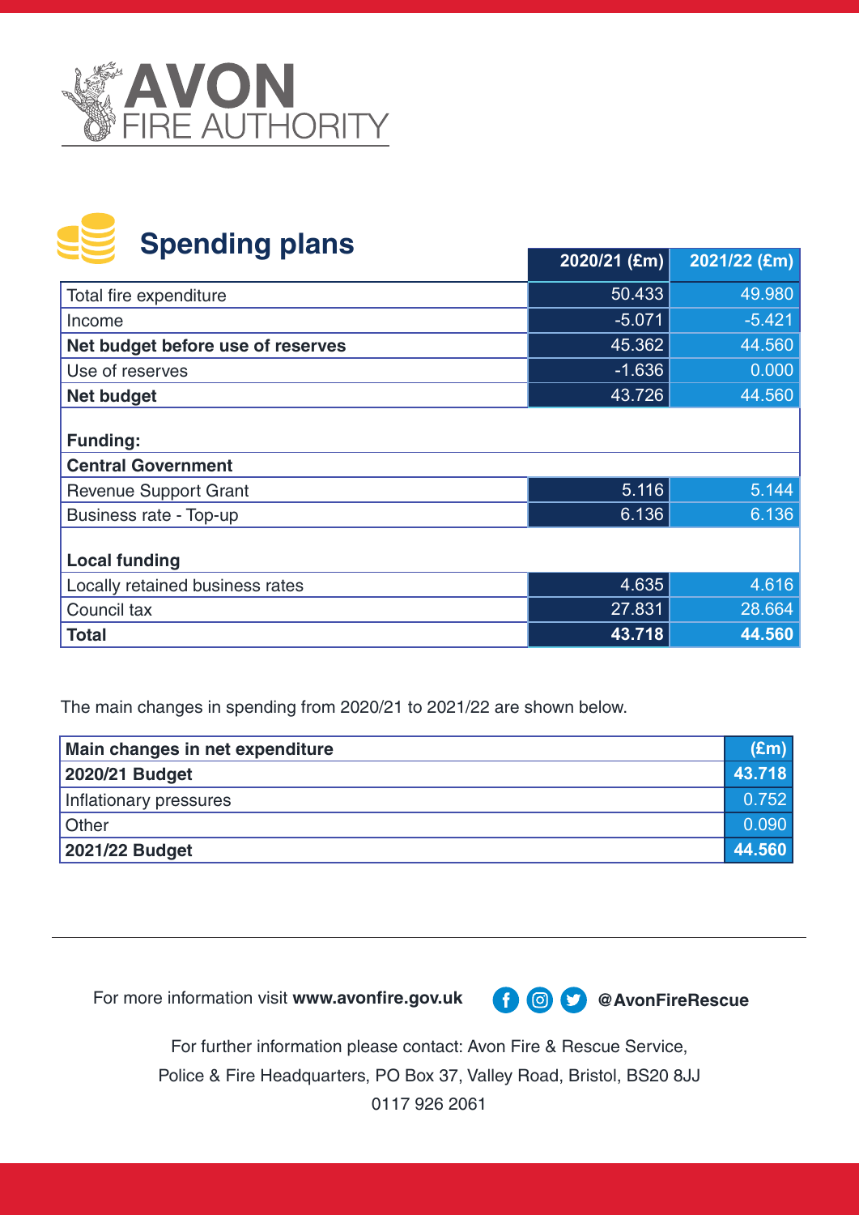AVON FIRE AUTHORITY

## Spending plans

| | 2020/21 (£m) | 2021/22 (£m) |
|---|---|---|
| Total fire expenditure | 50.433 | 49.980 |
| Income | -5.071 | -5.421 |
| **Net budget before use of reserves** | 45.362 | 44.560 |
| Use of reserves | -1.636 | 0.000 |
| **Net budget** | 43.726 | 44.560 |
| **Funding:** | | |
| **Central Government** | | |
| Revenue Support Grant | 5.116 | 5.144 |
| Business rate - Top-up | 6.136 | 6.136 |
| **Local funding** | | |
| Locally retained business rates | 4.635 | 4.616 |
| Council tax | 27.831 | 28.664 |
| **Total** | **43.718** | **44.560** |

The main changes in spending from 2020/21 to 2021/22 are shown below.

| Main changes in net expenditure | (£m) |
|---|---|
| **2020/21 Budget** | **43.718** |
| Inflationary pressures | 0.752 |
| Other | 0.090 |
| **2021/22 Budget** | **44.560** |

For more information visit **www.avonfire.gov.uk** **@AvonFireRescue**

For further information please contact: Avon Fire & Rescue Service, Police & Fire Headquarters, PO Box 37, Valley Road, Bristol, BS20 8JJ
0117 926 2061